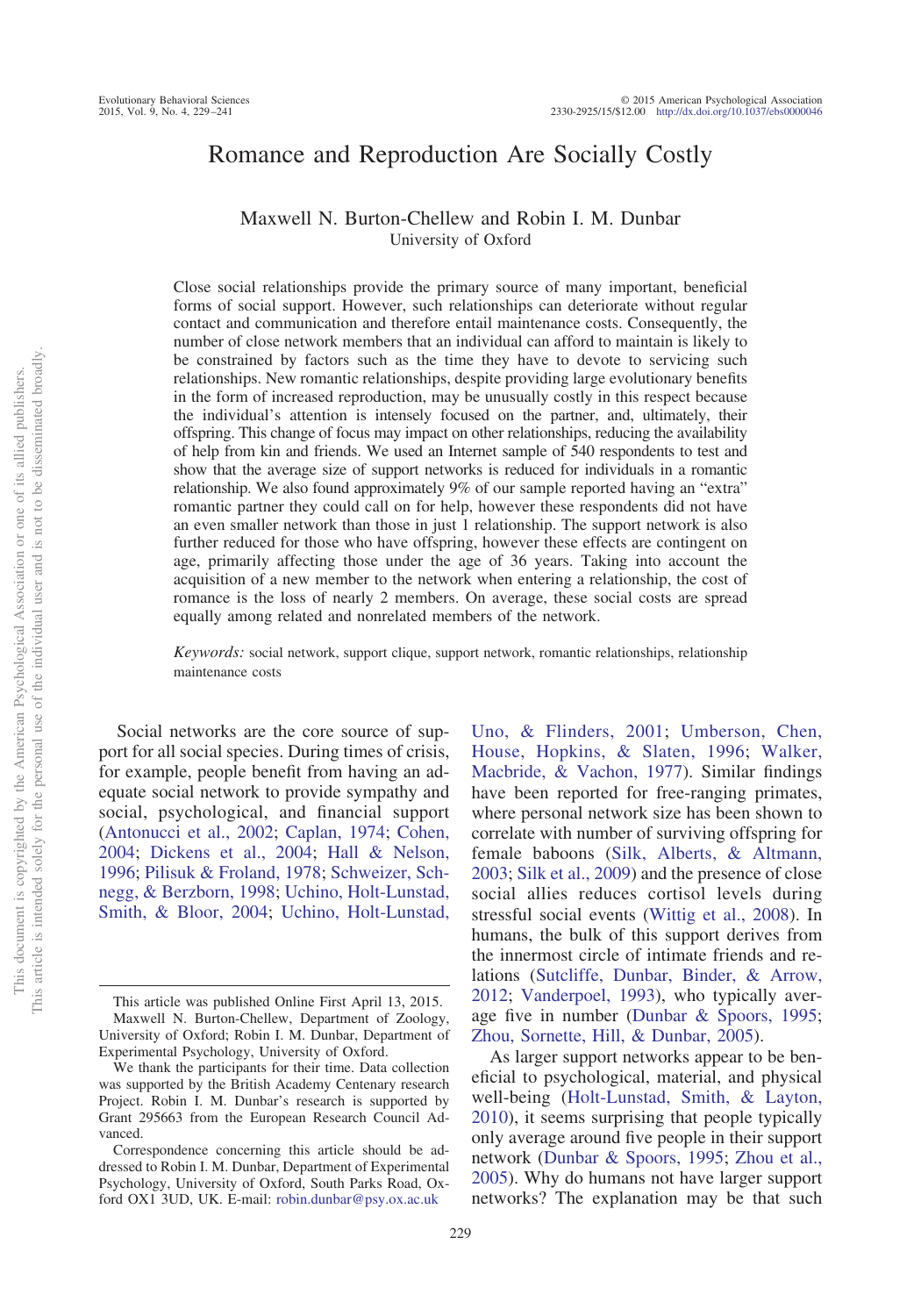# Romance and Reproduction Are Socially Costly

Maxwell N. Burton-Chellew and Robin I. M. Dunbar
University of Oxford

Close social relationships provide the primary source of many important, beneficial forms of social support. However, such relationships can deteriorate without regular contact and communication and therefore entail maintenance costs. Consequently, the number of close network members that an individual can afford to maintain is likely to be constrained by factors such as the time they have to devote to servicing such relationships. New romantic relationships, despite providing large evolutionary benefits in the form of increased reproduction, may be unusually costly in this respect because the individual's attention is intensely focused on the partner, and, ultimately, their offspring. This change of focus may impact on other relationships, reducing the availability of help from kin and friends. We used an Internet sample of 540 respondents to test and show that the average size of support networks is reduced for individuals in a romantic relationship. We also found approximately 9% of our sample reported having an "extra" romantic partner they could call on for help, however these respondents did not have an even smaller network than those in just 1 relationship. The support network is also further reduced for those who have offspring, however these effects are contingent on age, primarily affecting those under the age of 36 years. Taking into account the acquisition of a new member to the network when entering a relationship, the cost of romance is the loss of nearly 2 members. On average, these social costs are spread equally among related and nonrelated members of the network.

*Keywords:* social network, support clique, support network, romantic relationships, relationship maintenance costs

Social networks are the core source of support for all social species. During times of crisis, for example, people benefit from having an adequate social network to provide sympathy and social, psychological, and financial support (Antonucci et al., 2002; Caplan, 1974; Cohen, 2004; Dickens et al., 2004; Hall & Nelson, 1996; Pilisuk & Froland, 1978; Schweizer, Schnegg, & Berzborn, 1998; Uchino, Holt-Lunstad, Smith, & Bloor, 2004; Uchino, Holt-Lunstad, Uno, & Flinders, 2001; Umberson, Chen, House, Hopkins, & Slaten, 1996; Walker, Macbride, & Vachon, 1977). Similar findings have been reported for free-ranging primates, where personal network size has been shown to correlate with number of surviving offspring for female baboons (Silk, Alberts, & Altmann, 2003; Silk et al., 2009) and the presence of close social allies reduces cortisol levels during stressful social events (Wittig et al., 2008). In humans, the bulk of this support derives from the innermost circle of intimate friends and relations (Sutcliffe, Dunbar, Binder, & Arrow, 2012; Vanderpoel, 1993), who typically average five in number (Dunbar & Spoors, 1995; Zhou, Sornette, Hill, & Dunbar, 2005).

As larger support networks appear to be beneficial to psychological, material, and physical well-being (Holt-Lunstad, Smith, & Layton, 2010), it seems surprising that people typically only average around five people in their support network (Dunbar & Spoors, 1995; Zhou et al., 2005). Why do humans not have larger support networks? The explanation may be that such

This article was published Online First April 13, 2015.
Maxwell N. Burton-Chellew, Department of Zoology, University of Oxford; Robin I. M. Dunbar, Department of Experimental Psychology, University of Oxford.
We thank the participants for their time. Data collection was supported by the British Academy Centenary research Project. Robin I. M. Dunbar's research is supported by Grant 295663 from the European Research Council Advanced.
Correspondence concerning this article should be addressed to Robin I. M. Dunbar, Department of Experimental Psychology, University of Oxford, South Parks Road, Oxford OX1 3UD, UK. E-mail: robin.dunbar@psy.ox.ac.uk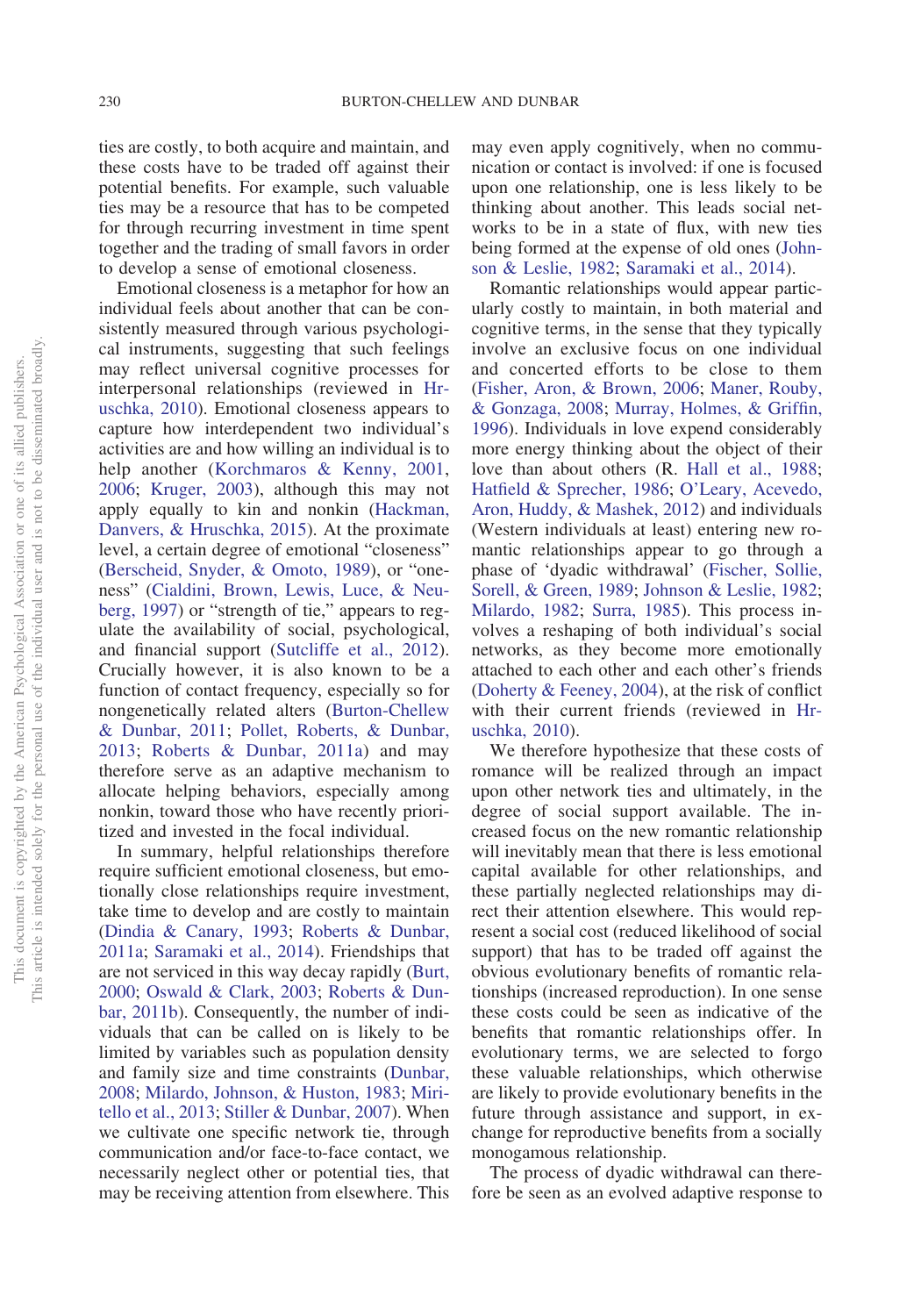ties are costly, to both acquire and maintain, and these costs have to be traded off against their potential benefits. For example, such valuable ties may be a resource that has to be competed for through recurring investment in time spent together and the trading of small favors in order to develop a sense of emotional closeness.

Emotional closeness is a metaphor for how an individual feels about another that can be consistently measured through various psychological instruments, suggesting that such feelings may reflect universal cognitive processes for interpersonal relationships (reviewed in Hruschka, 2010). Emotional closeness appears to capture how interdependent two individual's activities are and how willing an individual is to help another (Korchmaros & Kenny, 2001, 2006; Kruger, 2003), although this may not apply equally to kin and nonkin (Hackman, Danvers, & Hruschka, 2015). At the proximate level, a certain degree of emotional "closeness" (Berscheid, Snyder, & Omoto, 1989), or "oneness" (Cialdini, Brown, Lewis, Luce, & Neuberg, 1997) or "strength of tie," appears to regulate the availability of social, psychological, and financial support (Sutcliffe et al., 2012). Crucially however, it is also known to be a function of contact frequency, especially so for nongenetically related alters (Burton-Chellew & Dunbar, 2011; Pollet, Roberts, & Dunbar, 2013; Roberts & Dunbar, 2011a) and may therefore serve as an adaptive mechanism to allocate helping behaviors, especially among nonkin, toward those who have recently prioritized and invested in the focal individual.

In summary, helpful relationships therefore require sufficient emotional closeness, but emotionally close relationships require investment, take time to develop and are costly to maintain (Dindia & Canary, 1993; Roberts & Dunbar, 2011a; Saramaki et al., 2014). Friendships that are not serviced in this way decay rapidly (Burt, 2000; Oswald & Clark, 2003; Roberts & Dunbar, 2011b). Consequently, the number of individuals that can be called on is likely to be limited by variables such as population density and family size and time constraints (Dunbar, 2008; Milardo, Johnson, & Huston, 1983; Miritello et al., 2013; Stiller & Dunbar, 2007). When we cultivate one specific network tie, through communication and/or face-to-face contact, we necessarily neglect other or potential ties, that may be receiving attention from elsewhere. This may even apply cognitively, when no communication or contact is involved: if one is focused upon one relationship, one is less likely to be thinking about another. This leads social networks to be in a state of flux, with new ties being formed at the expense of old ones (Johnson & Leslie, 1982; Saramaki et al., 2014).

Romantic relationships would appear particularly costly to maintain, in both material and cognitive terms, in the sense that they typically involve an exclusive focus on one individual and concerted efforts to be close to them (Fisher, Aron, & Brown, 2006; Maner, Rouby, & Gonzaga, 2008; Murray, Holmes, & Griffin, 1996). Individuals in love expend considerably more energy thinking about the object of their love than about others (R. Hall et al., 1988; Hatfield & Sprecher, 1986; O'Leary, Acevedo, Aron, Huddy, & Mashek, 2012) and individuals (Western individuals at least) entering new romantic relationships appear to go through a phase of 'dyadic withdrawal' (Fischer, Sollie, Sorell, & Green, 1989; Johnson & Leslie, 1982; Milardo, 1982; Surra, 1985). This process involves a reshaping of both individual's social networks, as they become more emotionally attached to each other and each other's friends (Doherty & Feeney, 2004), at the risk of conflict with their current friends (reviewed in Hruschka, 2010).

We therefore hypothesize that these costs of romance will be realized through an impact upon other network ties and ultimately, in the degree of social support available. The increased focus on the new romantic relationship will inevitably mean that there is less emotional capital available for other relationships, and these partially neglected relationships may direct their attention elsewhere. This would represent a social cost (reduced likelihood of social support) that has to be traded off against the obvious evolutionary benefits of romantic relationships (increased reproduction). In one sense these costs could be seen as indicative of the benefits that romantic relationships offer. In evolutionary terms, we are selected to forgo these valuable relationships, which otherwise are likely to provide evolutionary benefits in the future through assistance and support, in exchange for reproductive benefits from a socially monogamous relationship.

The process of dyadic withdrawal can therefore be seen as an evolved adaptive response to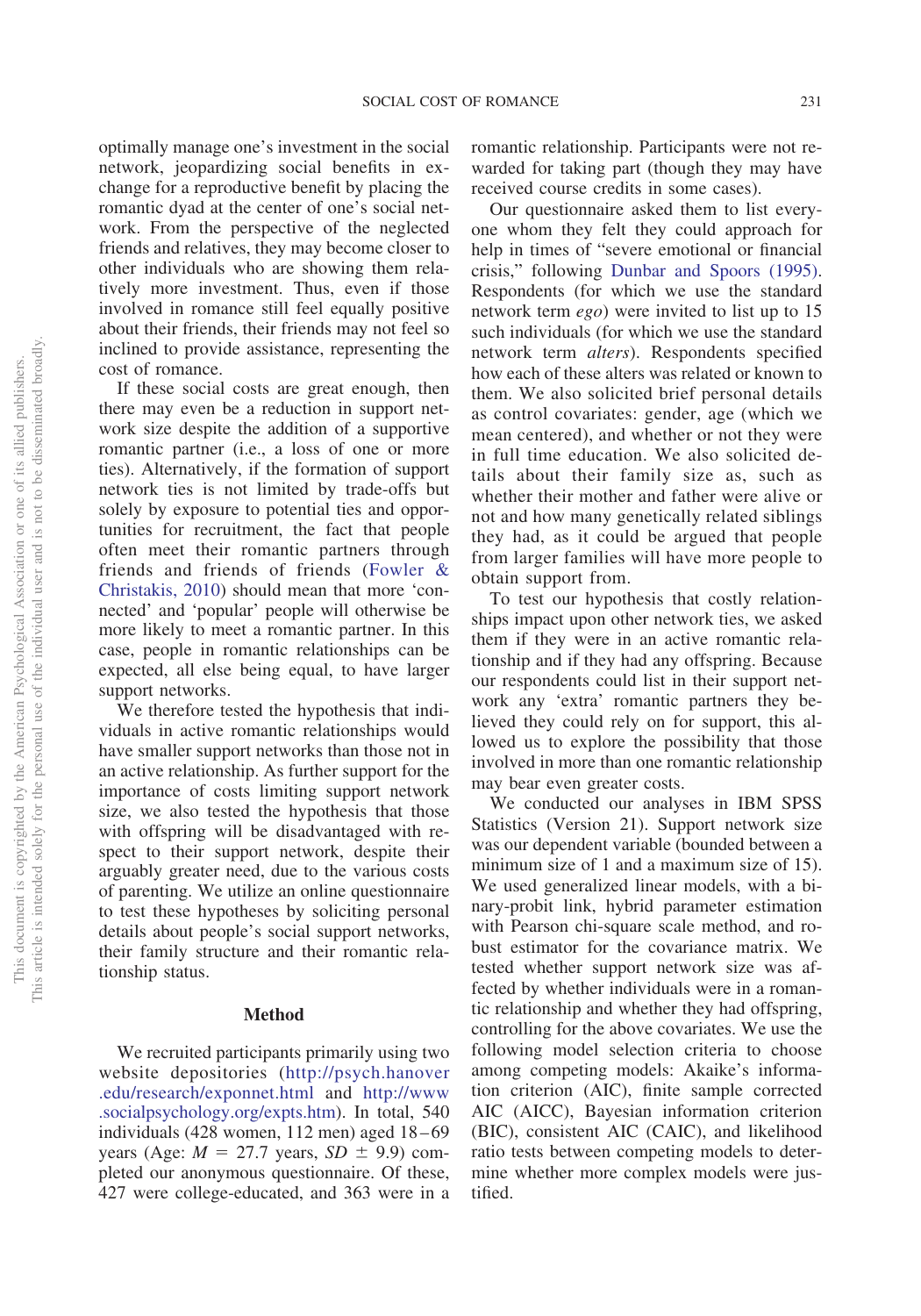optimally manage one's investment in the social network, jeopardizing social benefits in exchange for a reproductive benefit by placing the romantic dyad at the center of one's social network. From the perspective of the neglected friends and relatives, they may become closer to other individuals who are showing them relatively more investment. Thus, even if those involved in romance still feel equally positive about their friends, their friends may not feel so inclined to provide assistance, representing the cost of romance.

If these social costs are great enough, then there may even be a reduction in support network size despite the addition of a supportive romantic partner (i.e., a loss of one or more ties). Alternatively, if the formation of support network ties is not limited by trade-offs but solely by exposure to potential ties and opportunities for recruitment, the fact that people often meet their romantic partners through friends and friends of friends (Fowler & Christakis, 2010) should mean that more 'connected' and 'popular' people will otherwise be more likely to meet a romantic partner. In this case, people in romantic relationships can be expected, all else being equal, to have larger support networks.

We therefore tested the hypothesis that individuals in active romantic relationships would have smaller support networks than those not in an active relationship. As further support for the importance of costs limiting support network size, we also tested the hypothesis that those with offspring will be disadvantaged with respect to their support network, despite their arguably greater need, due to the various costs of parenting. We utilize an online questionnaire to test these hypotheses by soliciting personal details about people's social support networks, their family structure and their romantic relationship status.

## Method

We recruited participants primarily using two website depositories (http://psych.hanover.edu/research/exponnet.html and http://www.socialpsychology.org/expts.htm). In total, 540 individuals (428 women, 112 men) aged 18–69 years (Age: $M = 27.7$ years, $SD \pm 9.9$) completed our anonymous questionnaire. Of these, 427 were college-educated, and 363 were in a romantic relationship. Participants were not rewarded for taking part (though they may have received course credits in some cases).

Our questionnaire asked them to list everyone whom they felt they could approach for help in times of "severe emotional or financial crisis," following Dunbar and Spoors (1995). Respondents (for which we use the standard network term *ego*) were invited to list up to 15 such individuals (for which we use the standard network term *alters*). Respondents specified how each of these alters was related or known to them. We also solicited brief personal details as control covariates: gender, age (which we mean centered), and whether or not they were in full time education. We also solicited details about their family size as, such as whether their mother and father were alive or not and how many genetically related siblings they had, as it could be argued that people from larger families will have more people to obtain support from.

To test our hypothesis that costly relationships impact upon other network ties, we asked them if they were in an active romantic relationship and if they had any offspring. Because our respondents could list in their support network any 'extra' romantic partners they believed they could rely on for support, this allowed us to explore the possibility that those involved in more than one romantic relationship may bear even greater costs.

We conducted our analyses in IBM SPSS Statistics (Version 21). Support network size was our dependent variable (bounded between a minimum size of 1 and a maximum size of 15). We used generalized linear models, with a binary-probit link, hybrid parameter estimation with Pearson chi-square scale method, and robust estimator for the covariance matrix. We tested whether support network size was affected by whether individuals were in a romantic relationship and whether they had offspring, controlling for the above covariates. We use the following model selection criteria to choose among competing models: Akaike's information criterion (AIC), finite sample corrected AIC (AICC), Bayesian information criterion (BIC), consistent AIC (CAIC), and likelihood ratio tests between competing models to determine whether more complex models were justified.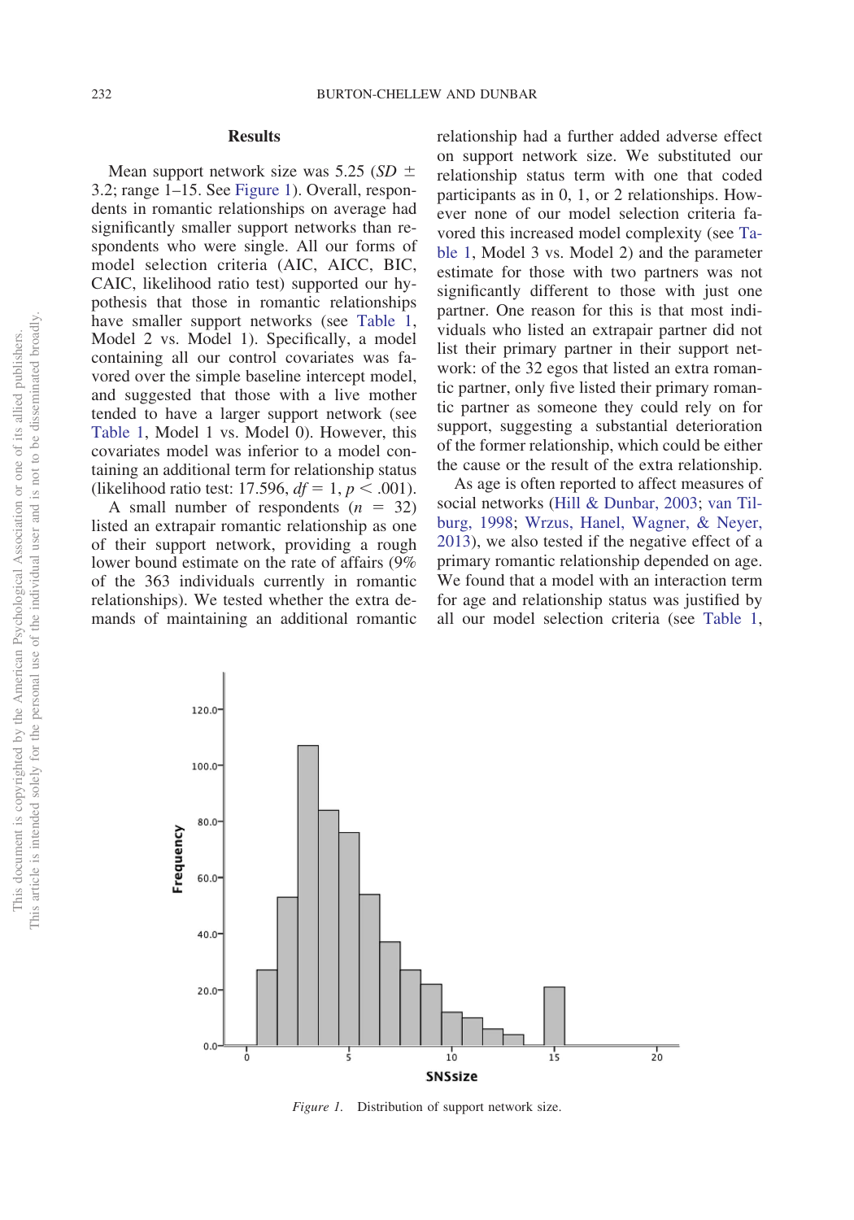## Results

Mean support network size was 5.25 ($SD$ ± 3.2; range 1–15. See Figure 1). Overall, respondents in romantic relationships on average had significantly smaller support networks than respondents who were single. All our forms of model selection criteria (AIC, AICC, BIC, CAIC, likelihood ratio test) supported our hypothesis that those in romantic relationships have smaller support networks (see Table 1, Model 2 vs. Model 1). Specifically, a model containing all our control covariates was favored over the simple baseline intercept model, and suggested that those with a live mother tended to have a larger support network (see Table 1, Model 1 vs. Model 0). However, this covariates model was inferior to a model containing an additional term for relationship status (likelihood ratio test: 17.596, $df = 1$, $p < .001$).

A small number of respondents ($n = 32$) listed an extrapair romantic relationship as one of their support network, providing a rough lower bound estimate on the rate of affairs (9% of the 363 individuals currently in romantic relationships). We tested whether the extra demands of maintaining an additional romantic relationship had a further added adverse effect on support network size. We substituted our relationship status term with one that coded participants as in 0, 1, or 2 relationships. However none of our model selection criteria favored this increased model complexity (see Table 1, Model 3 vs. Model 2) and the parameter estimate for those with two partners was not significantly different to those with just one partner. One reason for this is that most individuals who listed an extrapair partner did not list their primary partner in their support network: of the 32 egos that listed an extra romantic partner, only five listed their primary romantic partner as someone they could rely on for support, suggesting a substantial deterioration of the former relationship, which could be either the cause or the result of the extra relationship.

As age is often reported to affect measures of social networks (Hill & Dunbar, 2003; van Tilburg, 1998; Wrzus, Hanel, Wagner, & Neyer, 2013), we also tested if the negative effect of a primary romantic relationship depended on age. We found that a model with an interaction term for age and relationship status was justified by all our model selection criteria (see Table 1,

*Figure 1.* Distribution of support network size.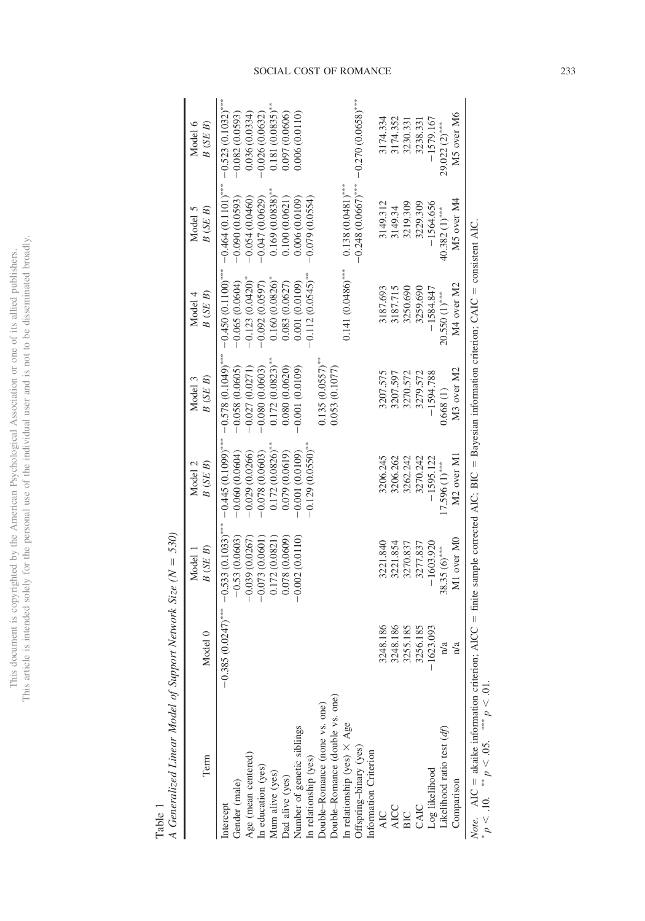Table 1

*A Generalized Linear Model of Support Network Size (N = 530)*

| Term | Model 0 | Model 1<br>*B* (*SE B*) | Model 2<br>*B* (*SE B*) | Model 3<br>*B* (*SE B*) | Model 4<br>*B* (*SE B*) | Model 5<br>*B* (*SE B*) | Model 6<br>*B* (*SE B*) |
|---|---|---|---|---|---|---|---|
| Intercept | −0.385 (0.0247)*** | −0.533 (0.1033)*** | −0.445 (0.1099)*** | −0.578 (0.1049)*** | −0.450 (0.1100)*** | −0.464 (0.1101)*** | −0.523 (0.1032)*** |
| Gender (male) | | −0.53 (0.0603) | −0.060 (0.0604) | −0.058 (0.0605) | −0.065 (0.0604) | −0.090 (0.0593) | −0.082 (0.0593) |
| Age (mean centered) | | −0.039 (0.0267) | −0.029 (0.0266) | −0.027 (0.0271) | −0.123 (0.0420)* | −0.054 (0.0460) | 0.036 (0.0334) |
| In education (yes) | | −0.073 (0.0601) | −0.078 (0.0603) | −0.080 (0.0603) | −0.092 (0.0597) | −0.047 (0.0629) | −0.026 (0.0632) |
| Mum alive (yes) | | 0.172 (0.0821) | 0.172 (0.0826)** | 0.172 (0.0823)** | 0.160 (0.0826)* | 0.169 (0.0838)** | 0.181 (0.0835)** |
| Dad alive (yes) | | 0.078 (0.0609) | 0.079 (0.0619) | 0.080 (0.0620) | 0.083 (0.0627) | 0.100 (0.0621) | 0.097 (0.0606) |
| Number of genetic siblings | | −0.002 (0.0110) | −0.001 (0.0109) | −0.001 (0.0109) | 0.001 (0.0109) | 0.006 (0.0109) | 0.006 (0.0110) |
| In relationship (yes) | | | −0.129 (0.0550)** | | −0.112 (0.0545)** | −0.079 (0.0554) | |
| Double–Romance (none vs. one) | | | | 0.135 (0.0557)** | | | |
| Double–Romance (double vs. one) | | | | 0.053 (0.1077) | | | |
| In relationship (yes) × Age | | | | | 0.141 (0.0486)*** | 0.138 (0.0481)*** | |
| Offspring–binary (yes) | | | | | | −0.248 (0.0667)*** | −0.270 (0.0658)*** |
| Information Criterion | | | | | | | |
| AIC | 3248.186 | 3221.840 | 3206.245 | 3207.575 | 3187.693 | 3149.312 | 3174.334 |
| AICC | 3248.186 | 3221.854 | 3206.262 | 3207.597 | 3187.715 | 3149.34 | 3174.352 |
| BIC | 3255.185 | 3270.837 | 3262.242 | 3270.572 | 3250.690 | 3219.309 | 3230.331 |
| CAIC | 3256.185 | 3277.837 | 3270.242 | 3279.572 | 3259.690 | 3229.309 | 3238.331 |
| Log likelihood | −1623.093 | −1603.920 | −1595.122 | −1594.788 | −1584.847 | −1564.656 | −1579.167 |
| Likelihood ratio test (*df*) | n/a | 38.35 (6)*** | 17.596 (1)*** | 0.668 (1) | 20.550 (1)*** | 40.382 (1)*** | 29.022 (2)*** |
| Comparison | n/a | M1 over M0 | M2 over M1 | M3 over M2 | M4 over M2 | M5 over M4 | M5 over M6 |

*Note.* AIC = akaike information criterion; AICC = finite sample corrected AIC; BIC = Bayesian information criterion; CAIC = consistent AIC.
* $p < .10$. ** $p < .05$. *** $p < .01$.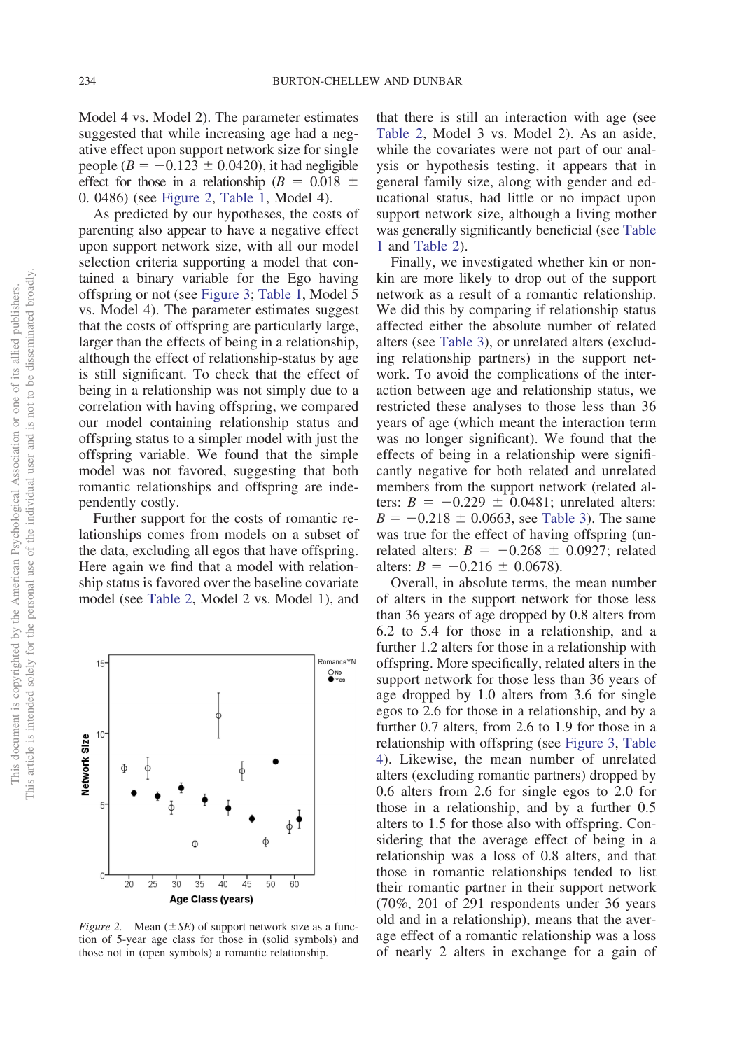Model 4 vs. Model 2). The parameter estimates suggested that while increasing age had a negative effect upon support network size for single people ($B = -0.123 \pm 0.0420$), it had negligible effect for those in a relationship ($B = 0.018 \pm 0.0486$) (see Figure 2, Table 1, Model 4).

As predicted by our hypotheses, the costs of parenting also appear to have a negative effect upon support network size, with all our model selection criteria supporting a model that contained a binary variable for the Ego having offspring or not (see Figure 3; Table 1, Model 5 vs. Model 4). The parameter estimates suggest that the costs of offspring are particularly large, larger than the effects of being in a relationship, although the effect of relationship-status by age is still significant. To check that the effect of being in a relationship was not simply due to a correlation with having offspring, we compared our model containing relationship status and offspring status to a simpler model with just the offspring variable. We found that the simple model was not favored, suggesting that both romantic relationships and offspring are independently costly.

Further support for the costs of romantic relationships comes from models on a subset of the data, excluding all egos that have offspring. Here again we find that a model with relationship status is favored over the baseline covariate model (see Table 2, Model 2 vs. Model 1), and

*Figure 2.* Mean ($\pm SE$) of support network size as a function of 5-year age class for those in (solid symbols) and those not in (open symbols) a romantic relationship.

that there is still an interaction with age (see Table 2, Model 3 vs. Model 2). As an aside, while the covariates were not part of our analysis or hypothesis testing, it appears that in general family size, along with gender and educational status, had little or no impact upon support network size, although a living mother was generally significantly beneficial (see Table 1 and Table 2).

Finally, we investigated whether kin or non-kin are more likely to drop out of the support network as a result of a romantic relationship. We did this by comparing if relationship status affected either the absolute number of related alters (see Table 3), or unrelated alters (excluding relationship partners) in the support network. To avoid the complications of the interaction between age and relationship status, we restricted these analyses to those less than 36 years of age (which meant the interaction term was no longer significant). We found that the effects of being in a relationship were significantly negative for both related and unrelated members from the support network (related alters: $B = -0.229 \pm 0.0481$; unrelated alters: $B = -0.218 \pm 0.0663$, see Table 3). The same was true for the effect of having offspring (unrelated alters: $B = -0.268 \pm 0.0927$; related alters: $B = -0.216 \pm 0.0678$).

Overall, in absolute terms, the mean number of alters in the support network for those less than 36 years of age dropped by 0.8 alters from 6.2 to 5.4 for those in a relationship, and a further 1.2 alters for those in a relationship with offspring. More specifically, related alters in the support network for those less than 36 years of age dropped by 1.0 alters from 3.6 for single egos to 2.6 for those in a relationship, and by a further 0.7 alters, from 2.6 to 1.9 for those in a relationship with offspring (see Figure 3, Table 4). Likewise, the mean number of unrelated alters (excluding romantic partners) dropped by 0.6 alters from 2.6 for single egos to 2.0 for those in a relationship, and by a further 0.5 alters to 1.5 for those also with offspring. Considering that the average effect of being in a relationship was a loss of 0.8 alters, and that those in romantic relationships tended to list their romantic partner in their support network (70%, 201 of 291 respondents under 36 years old and in a relationship), means that the average effect of a romantic relationship was a loss of nearly 2 alters in exchange for a gain of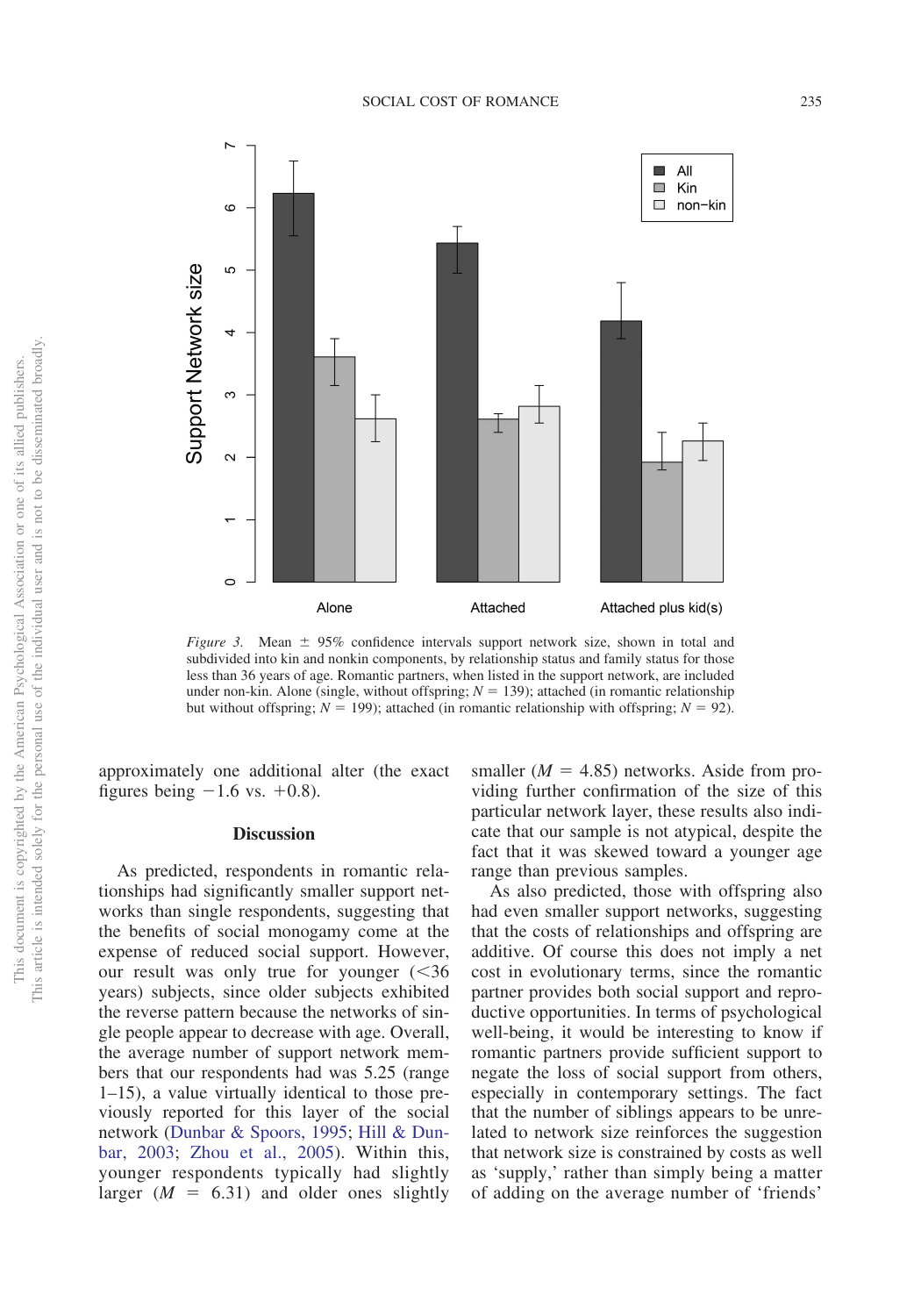Figure 3. Mean ± 95% confidence intervals support network size, shown in total and subdivided into kin and nonkin components, by relationship status and family status for those less than 36 years of age. Romantic partners, when listed in the support network, are included under non-kin. Alone (single, without offspring; $N = 139$); attached (in romantic relationship but without offspring; $N = 199$); attached (in romantic relationship with offspring; $N = 92$).

approximately one additional alter (the exact figures being −1.6 vs. +0.8).

## Discussion

As predicted, respondents in romantic relationships had significantly smaller support networks than single respondents, suggesting that the benefits of social monogamy come at the expense of reduced social support. However, our result was only true for younger (<36 years) subjects, since older subjects exhibited the reverse pattern because the networks of single people appear to decrease with age. Overall, the average number of support network members that our respondents had was 5.25 (range 1–15), a value virtually identical to those previously reported for this layer of the social network (Dunbar & Spoors, 1995; Hill & Dunbar, 2003; Zhou et al., 2005). Within this, younger respondents typically had slightly larger ($M = 6.31$) and older ones slightly smaller ($M = 4.85$) networks. Aside from providing further confirmation of the size of this particular network layer, these results also indicate that our sample is not atypical, despite the fact that it was skewed toward a younger age range than previous samples.

As also predicted, those with offspring also had even smaller support networks, suggesting that the costs of relationships and offspring are additive. Of course this does not imply a net cost in evolutionary terms, since the romantic partner provides both social support and reproductive opportunities. In terms of psychological well-being, it would be interesting to know if romantic partners provide sufficient support to negate the loss of social support from others, especially in contemporary settings. The fact that the number of siblings appears to be unrelated to network size reinforces the suggestion that network size is constrained by costs as well as 'supply,' rather than simply being a matter of adding on the average number of 'friends'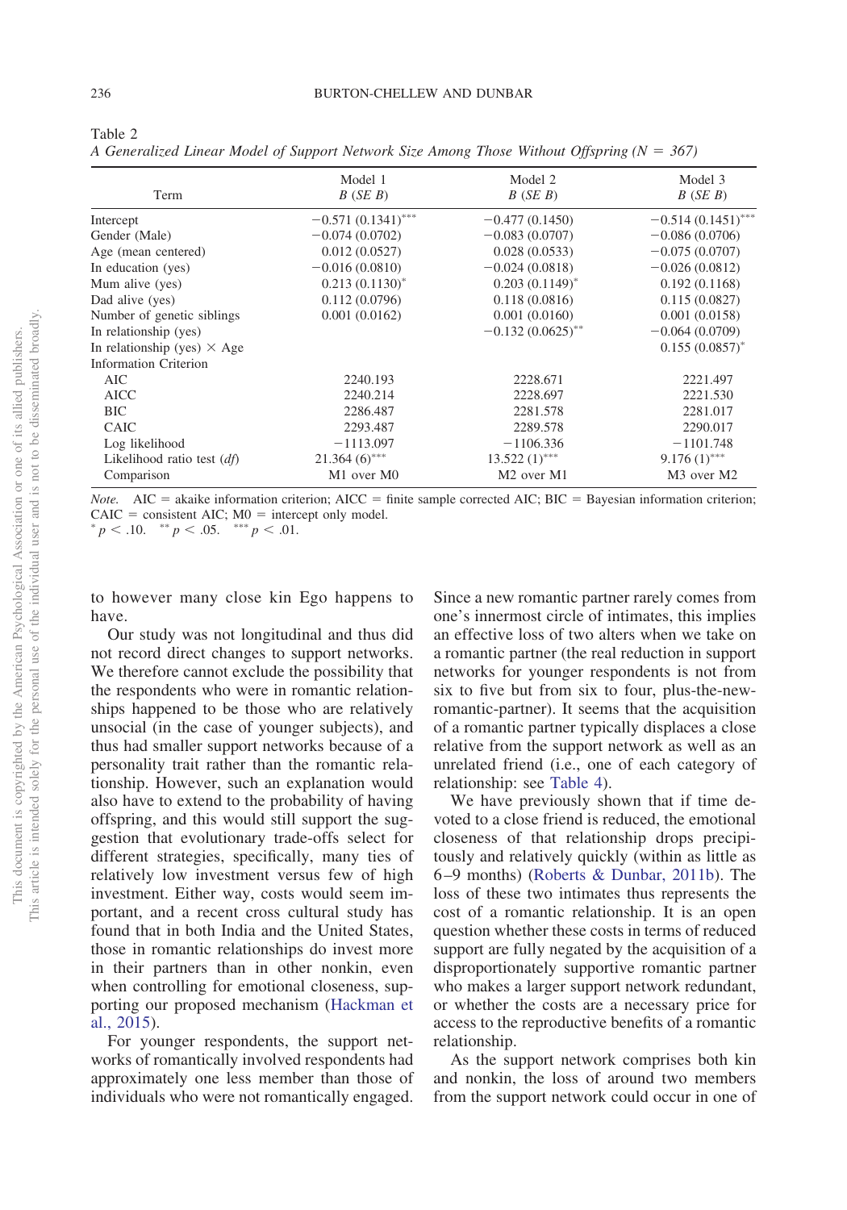Table 2
*A Generalized Linear Model of Support Network Size Among Those Without Offspring (N = 367)*

| Term | Model 1 *B* (*SE B*) | Model 2 *B* (*SE B*) | Model 3 *B* (*SE B*) |
|---|---|---|---|
| Intercept | −0.571 (0.1341)*** | −0.477 (0.1450) | −0.514 (0.1451)*** |
| Gender (Male) | −0.074 (0.0702) | −0.083 (0.0707) | −0.086 (0.0706) |
| Age (mean centered) | 0.012 (0.0527) | 0.028 (0.0533) | −0.075 (0.0707) |
| In education (yes) | −0.016 (0.0810) | −0.024 (0.0818) | −0.026 (0.0812) |
| Mum alive (yes) | 0.213 (0.1130)* | 0.203 (0.1149)* | 0.192 (0.1168) |
| Dad alive (yes) | 0.112 (0.0796) | 0.118 (0.0816) | 0.115 (0.0827) |
| Number of genetic siblings | 0.001 (0.0162) | 0.001 (0.0160) | 0.001 (0.0158) |
| In relationship (yes) | | −0.132 (0.0625)** | −0.064 (0.0709) |
| In relationship (yes) × Age | | | 0.155 (0.0857)* |
| Information Criterion | | | |
| AIC | 2240.193 | 2228.671 | 2221.497 |
| AICC | 2240.214 | 2228.697 | 2221.530 |
| BIC | 2286.487 | 2281.578 | 2281.017 |
| CAIC | 2293.487 | 2289.578 | 2290.017 |
| Log likelihood | −1113.097 | −1106.336 | −1101.748 |
| Likelihood ratio test (*df*) | 21.364 (6)*** | 13.522 (1)*** | 9.176 (1)*** |
| Comparison | M1 over M0 | M2 over M1 | M3 over M2 |

*Note.* AIC = akaike information criterion; AICC = finite sample corrected AIC; BIC = Bayesian information criterion; CAIC = consistent AIC; M0 = intercept only model.
* $p < .10$. ** $p < .05$. *** $p < .01$.

to however many close kin Ego happens to have.

Our study was not longitudinal and thus did not record direct changes to support networks. We therefore cannot exclude the possibility that the respondents who were in romantic relationships happened to be those who are relatively unsocial (in the case of younger subjects), and thus had smaller support networks because of a personality trait rather than the romantic relationship. However, such an explanation would also have to extend to the probability of having offspring, and this would still support the suggestion that evolutionary trade-offs select for different strategies, specifically, many ties of relatively low investment versus few of high investment. Either way, costs would seem important, and a recent cross cultural study has found that in both India and the United States, those in romantic relationships do invest more in their partners than in other nonkin, even when controlling for emotional closeness, supporting our proposed mechanism (Hackman et al., 2015).

For younger respondents, the support networks of romantically involved respondents had approximately one less member than those of individuals who were not romantically engaged. Since a new romantic partner rarely comes from one's innermost circle of intimates, this implies an effective loss of two alters when we take on a romantic partner (the real reduction in support networks for younger respondents is not from six to five but from six to four, plus-the-new-romantic-partner). It seems that the acquisition of a romantic partner typically displaces a close relative from the support network as well as an unrelated friend (i.e., one of each category of relationship: see Table 4).

We have previously shown that if time devoted to a close friend is reduced, the emotional closeness of that relationship drops precipitously and relatively quickly (within as little as 6–9 months) (Roberts & Dunbar, 2011b). The loss of these two intimates thus represents the cost of a romantic relationship. It is an open question whether these costs in terms of reduced support are fully negated by the acquisition of a disproportionately supportive romantic partner who makes a larger support network redundant, or whether the costs are a necessary price for access to the reproductive benefits of a romantic relationship.

As the support network comprises both kin and nonkin, the loss of around two members from the support network could occur in one of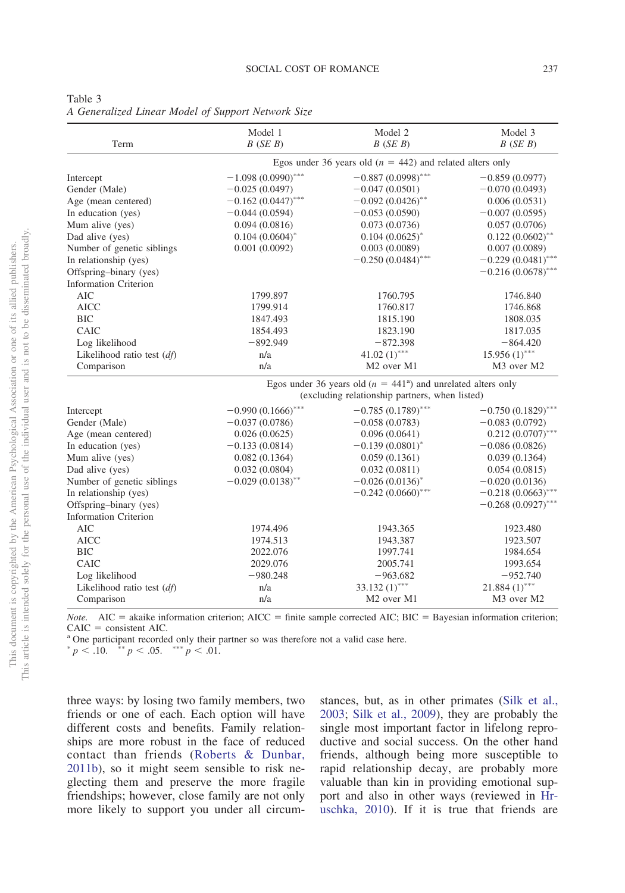Table 3
*A Generalized Linear Model of Support Network Size*

| Term | Model 1 $B$ ($SE$ $B$) | Model 2 $B$ ($SE$ $B$) | Model 3 $B$ ($SE$ $B$) |
|---|---|---|---|
| | Egos under 36 years old ($n$ = 442) and related alters only | | |
| Intercept | −1.098 (0.0990)*** | −0.887 (0.0998)*** | −0.859 (0.0977) |
| Gender (Male) | −0.025 (0.0497) | −0.047 (0.0501) | −0.070 (0.0493) |
| Age (mean centered) | −0.162 (0.0447)*** | −0.092 (0.0426)** | 0.006 (0.0531) |
| In education (yes) | −0.044 (0.0594) | −0.053 (0.0590) | −0.007 (0.0595) |
| Mum alive (yes) | 0.094 (0.0816) | 0.073 (0.0736) | 0.057 (0.0706) |
| Dad alive (yes) | 0.104 (0.0604)* | 0.104 (0.0625)* | 0.122 (0.0602)** |
| Number of genetic siblings | 0.001 (0.0092) | 0.003 (0.0089) | 0.007 (0.0089) |
| In relationship (yes) | | −0.250 (0.0484)*** | −0.229 (0.0481)*** |
| Offspring–binary (yes) | | | −0.216 (0.0678)*** |
| Information Criterion | | | |
| AIC | 1799.897 | 1760.795 | 1746.840 |
| AICC | 1799.914 | 1760.817 | 1746.868 |
| BIC | 1847.493 | 1815.190 | 1808.035 |
| CAIC | 1854.493 | 1823.190 | 1817.035 |
| Log likelihood | −892.949 | −872.398 | −864.420 |
| Likelihood ratio test ($df$) | n/a | 41.02 (1)*** | 15.956 (1)*** |
| Comparison | n/a | M2 over M1 | M3 over M2 |
| | Egos under 36 years old ($n$ = 441[a]) and unrelated alters only (excluding relationship partners, when listed) | | |
| Intercept | −0.990 (0.1666)*** | −0.785 (0.1789)*** | −0.750 (0.1829)*** |
| Gender (Male) | −0.037 (0.0786) | −0.058 (0.0783) | −0.083 (0.0792) |
| Age (mean centered) | 0.026 (0.0625) | 0.096 (0.0641) | 0.212 (0.0707)*** |
| In education (yes) | −0.133 (0.0814) | −0.139 (0.0801)* | −0.086 (0.0826) |
| Mum alive (yes) | 0.082 (0.1364) | 0.059 (0.1361) | 0.039 (0.1364) |
| Dad alive (yes) | 0.032 (0.0804) | 0.032 (0.0811) | 0.054 (0.0815) |
| Number of genetic siblings | −0.029 (0.0138)** | −0.026 (0.0136)* | −0.020 (0.0136) |
| In relationship (yes) | | −0.242 (0.0660)*** | −0.218 (0.0663)*** |
| Offspring–binary (yes) | | | −0.268 (0.0927)*** |
| Information Criterion | | | |
| AIC | 1974.496 | 1943.365 | 1923.480 |
| AICC | 1974.513 | 1943.387 | 1923.507 |
| BIC | 2022.076 | 1997.741 | 1984.654 |
| CAIC | 2029.076 | 2005.741 | 1993.654 |
| Log likelihood | −980.248 | −963.682 | −952.740 |
| Likelihood ratio test ($df$) | n/a | 33.132 (1)*** | 21.884 (1)*** |
| Comparison | n/a | M2 over M1 | M3 over M2 |

*Note.* AIC = akaike information criterion; AICC = finite sample corrected AIC; BIC = Bayesian information criterion; CAIC = consistent AIC.
[a] One participant recorded only their partner so was therefore not a valid case here.
* $p < .10$. ** $p < .05$. *** $p < .01$.

three ways: by losing two family members, two friends or one of each. Each option will have different costs and benefits. Family relationships are more robust in the face of reduced contact than friends (Roberts & Dunbar, 2011b), so it might seem sensible to risk neglecting them and preserve the more fragile friendships; however, close family are not only more likely to support you under all circumstances, but, as in other primates (Silk et al., 2003; Silk et al., 2009), they are probably the single most important factor in lifelong reproductive and social success. On the other hand friends, although being more susceptible to rapid relationship decay, are probably more valuable than kin in providing emotional support and also in other ways (reviewed in Hruschka, 2010). If it is true that friends are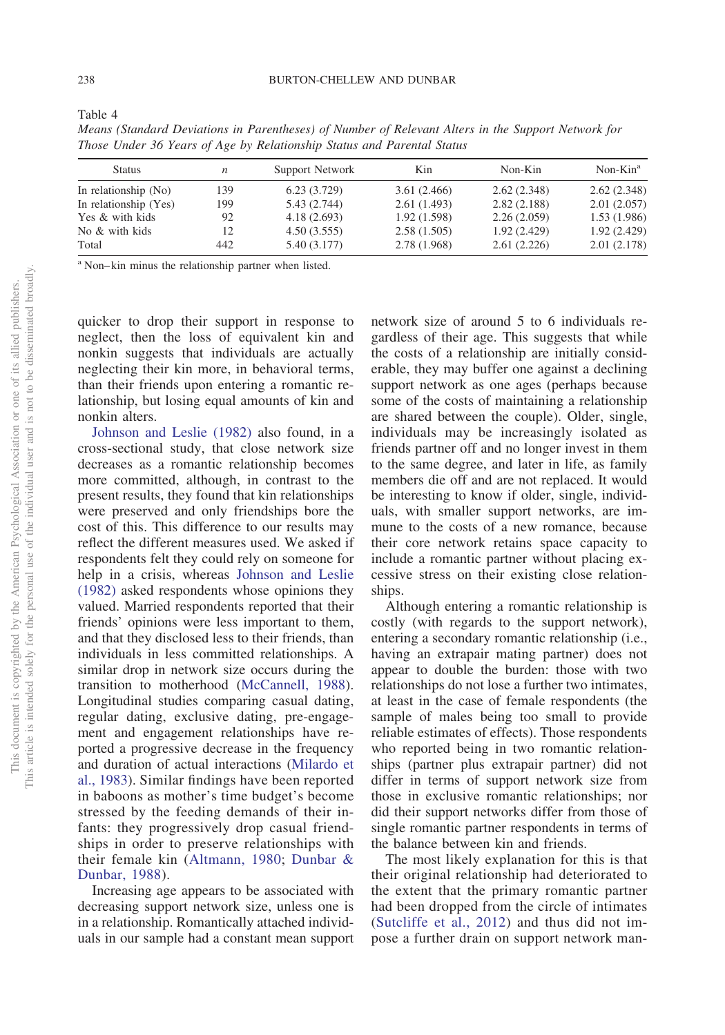Table 4
*Means (Standard Deviations in Parentheses) of Number of Relevant Alters in the Support Network for Those Under 36 Years of Age by Relationship Status and Parental Status*

| Status | *n* | Support Network | Kin | Non-Kin | Non-Kin[a] |
|---|---|---|---|---|---|
| In relationship (No) | 139 | 6.23 (3.729) | 3.61 (2.466) | 2.62 (2.348) | 2.62 (2.348) |
| In relationship (Yes) | 199 | 5.43 (2.744) | 2.61 (1.493) | 2.82 (2.188) | 2.01 (2.057) |
| Yes & with kids | 92 | 4.18 (2.693) | 1.92 (1.598) | 2.26 (2.059) | 1.53 (1.986) |
| No & with kids | 12 | 4.50 (3.555) | 2.58 (1.505) | 1.92 (2.429) | 1.92 (2.429) |
| Total | 442 | 5.40 (3.177) | 2.78 (1.968) | 2.61 (2.226) | 2.01 (2.178) |

[a] Non–kin minus the relationship partner when listed.

quicker to drop their support in response to neglect, then the loss of equivalent kin and nonkin suggests that individuals are actually neglecting their kin more, in behavioral terms, than their friends upon entering a romantic relationship, but losing equal amounts of kin and nonkin alters.

Johnson and Leslie (1982) also found, in a cross-sectional study, that close network size decreases as a romantic relationship becomes more committed, although, in contrast to the present results, they found that kin relationships were preserved and only friendships bore the cost of this. This difference to our results may reflect the different measures used. We asked if respondents felt they could rely on someone for help in a crisis, whereas Johnson and Leslie (1982) asked respondents whose opinions they valued. Married respondents reported that their friends' opinions were less important to them, and that they disclosed less to their friends, than individuals in less committed relationships. A similar drop in network size occurs during the transition to motherhood (McCannell, 1988). Longitudinal studies comparing casual dating, regular dating, exclusive dating, pre-engagement and engagement relationships have reported a progressive decrease in the frequency and duration of actual interactions (Milardo et al., 1983). Similar findings have been reported in baboons as mother's time budget's become stressed by the feeding demands of their infants: they progressively drop casual friendships in order to preserve relationships with their female kin (Altmann, 1980; Dunbar & Dunbar, 1988).

Increasing age appears to be associated with decreasing support network size, unless one is in a relationship. Romantically attached individuals in our sample had a constant mean support network size of around 5 to 6 individuals regardless of their age. This suggests that while the costs of a relationship are initially considerable, they may buffer one against a declining support network as one ages (perhaps because some of the costs of maintaining a relationship are shared between the couple). Older, single, individuals may be increasingly isolated as friends partner off and no longer invest in them to the same degree, and later in life, as family members die off and are not replaced. It would be interesting to know if older, single, individuals, with smaller support networks, are immune to the costs of a new romance, because their core network retains space capacity to include a romantic partner without placing excessive stress on their existing close relationships.

Although entering a romantic relationship is costly (with regards to the support network), entering a secondary romantic relationship (i.e., having an extrapair mating partner) does not appear to double the burden: those with two relationships do not lose a further two intimates, at least in the case of female respondents (the sample of males being too small to provide reliable estimates of effects). Those respondents who reported being in two romantic relationships (partner plus extrapair partner) did not differ in terms of support network size from those in exclusive romantic relationships; nor did their support networks differ from those of single romantic partner respondents in terms of the balance between kin and friends.

The most likely explanation for this is that their original relationship had deteriorated to the extent that the primary romantic partner had been dropped from the circle of intimates (Sutcliffe et al., 2012) and thus did not impose a further drain on support network man-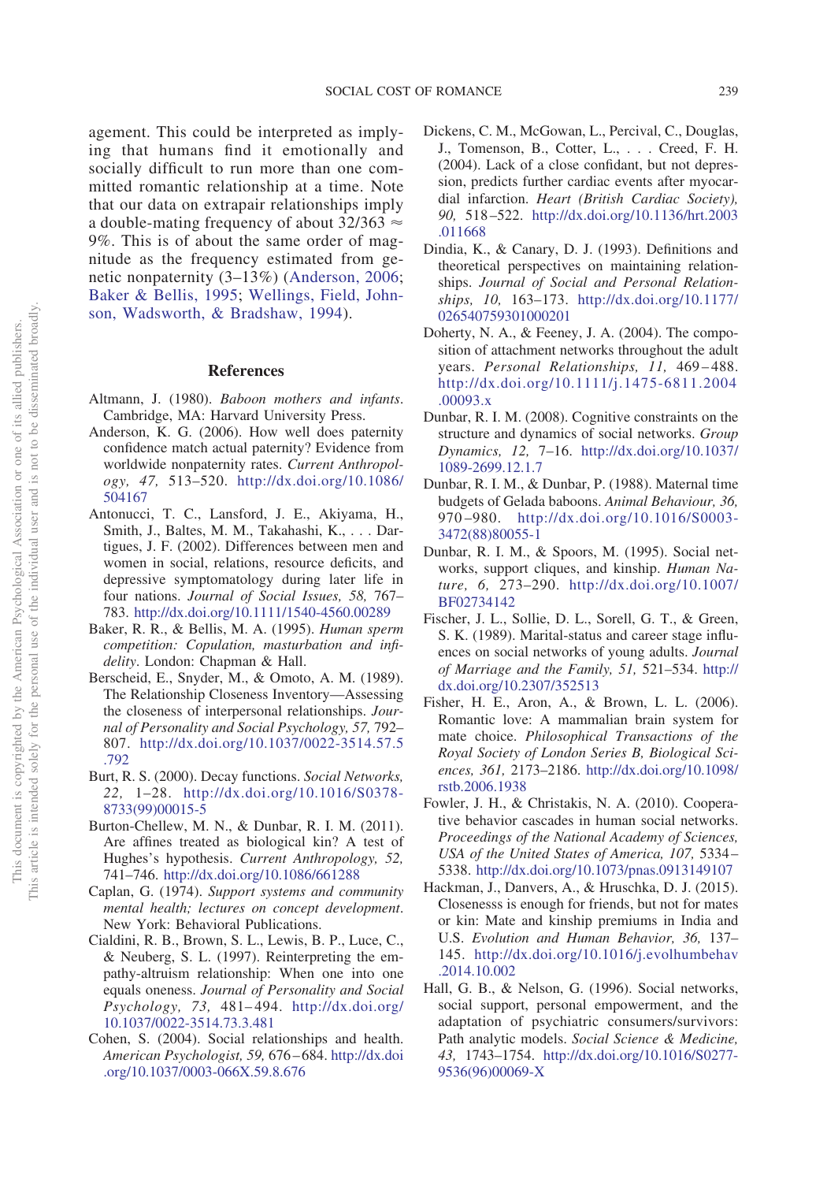agement. This could be interpreted as implying that humans find it emotionally and socially difficult to run more than one committed romantic relationship at a time. Note that our data on extrapair relationships imply a double-mating frequency of about $32/363 \approx 9\%$. This is of about the same order of magnitude as the frequency estimated from genetic nonpaternity (3–13%) (Anderson, 2006; Baker & Bellis, 1995; Wellings, Field, Johnson, Wadsworth, & Bradshaw, 1994).

## References

Altmann, J. (1980). *Baboon mothers and infants*. Cambridge, MA: Harvard University Press.

Anderson, K. G. (2006). How well does paternity confidence match actual paternity? Evidence from worldwide nonpaternity rates. *Current Anthropology, 47,* 513–520. http://dx.doi.org/10.1086/504167

Antonucci, T. C., Lansford, J. E., Akiyama, H., Smith, J., Baltes, M. M., Takahashi, K., . . . Dartigues, J. F. (2002). Differences between men and women in social, relations, resource deficits, and depressive symptomatology during later life in four nations. *Journal of Social Issues, 58,* 767–783. http://dx.doi.org/10.1111/1540-4560.00289

Baker, R. R., & Bellis, M. A. (1995). *Human sperm competition: Copulation, masturbation and infidelity*. London: Chapman & Hall.

Berscheid, E., Snyder, M., & Omoto, A. M. (1989). The Relationship Closeness Inventory—Assessing the closeness of interpersonal relationships. *Journal of Personality and Social Psychology, 57,* 792–807. http://dx.doi.org/10.1037/0022-3514.57.5.792

Burt, R. S. (2000). Decay functions. *Social Networks, 22,* 1–28. http://dx.doi.org/10.1016/S0378-8733(99)00015-5

Burton-Chellew, M. N., & Dunbar, R. I. M. (2011). Are affines treated as biological kin? A test of Hughes's hypothesis. *Current Anthropology, 52,* 741–746. http://dx.doi.org/10.1086/661288

Caplan, G. (1974). *Support systems and community mental health; lectures on concept development*. New York: Behavioral Publications.

Cialdini, R. B., Brown, S. L., Lewis, B. P., Luce, C., & Neuberg, S. L. (1997). Reinterpreting the empathy-altruism relationship: When one into one equals oneness. *Journal of Personality and Social Psychology, 73,* 481–494. http://dx.doi.org/10.1037/0022-3514.73.3.481

Cohen, S. (2004). Social relationships and health. *American Psychologist, 59,* 676–684. http://dx.doi.org/10.1037/0003-066X.59.8.676

Dickens, C. M., McGowan, L., Percival, C., Douglas, J., Tomenson, B., Cotter, L., . . . Creed, F. H. (2004). Lack of a close confidant, but not depression, predicts further cardiac events after myocardial infarction. *Heart (British Cardiac Society), 90,* 518–522. http://dx.doi.org/10.1136/hrt.2003.011668

Dindia, K., & Canary, D. J. (1993). Definitions and theoretical perspectives on maintaining relationships. *Journal of Social and Personal Relationships, 10,* 163–173. http://dx.doi.org/10.1177/026540759301000201

Doherty, N. A., & Feeney, J. A. (2004). The composition of attachment networks throughout the adult years. *Personal Relationships, 11,* 469–488. http://dx.doi.org/10.1111/j.1475-6811.2004.00093.x

Dunbar, R. I. M. (2008). Cognitive constraints on the structure and dynamics of social networks. *Group Dynamics, 12,* 7–16. http://dx.doi.org/10.1037/1089-2699.12.1.7

Dunbar, R. I. M., & Dunbar, P. (1988). Maternal time budgets of Gelada baboons. *Animal Behaviour, 36,* 970–980. http://dx.doi.org/10.1016/S0003-3472(88)80055-1

Dunbar, R. I. M., & Spoors, M. (1995). Social networks, support cliques, and kinship. *Human Nature, 6,* 273–290. http://dx.doi.org/10.1007/BF02734142

Fischer, J. L., Sollie, D. L., Sorell, G. T., & Green, S. K. (1989). Marital-status and career stage influences on social networks of young adults. *Journal of Marriage and the Family, 51,* 521–534. http://dx.doi.org/10.2307/352513

Fisher, H. E., Aron, A., & Brown, L. L. (2006). Romantic love: A mammalian brain system for mate choice. *Philosophical Transactions of the Royal Society of London Series B, Biological Sciences, 361,* 2173–2186. http://dx.doi.org/10.1098/rstb.2006.1938

Fowler, J. H., & Christakis, N. A. (2010). Cooperative behavior cascades in human social networks. *Proceedings of the National Academy of Sciences, USA of the United States of America, 107,* 5334–5338. http://dx.doi.org/10.1073/pnas.0913149107

Hackman, J., Danvers, A., & Hruschka, D. J. (2015). Closenesss is enough for friends, but not for mates or kin: Mate and kinship premiums in India and U.S. *Evolution and Human Behavior, 36,* 137–145. http://dx.doi.org/10.1016/j.evolhumbehav.2014.10.002

Hall, G. B., & Nelson, G. (1996). Social networks, social support, personal empowerment, and the adaptation of psychiatric consumers/survivors: Path analytic models. *Social Science & Medicine, 43,* 1743–1754. http://dx.doi.org/10.1016/S0277-9536(96)00069-X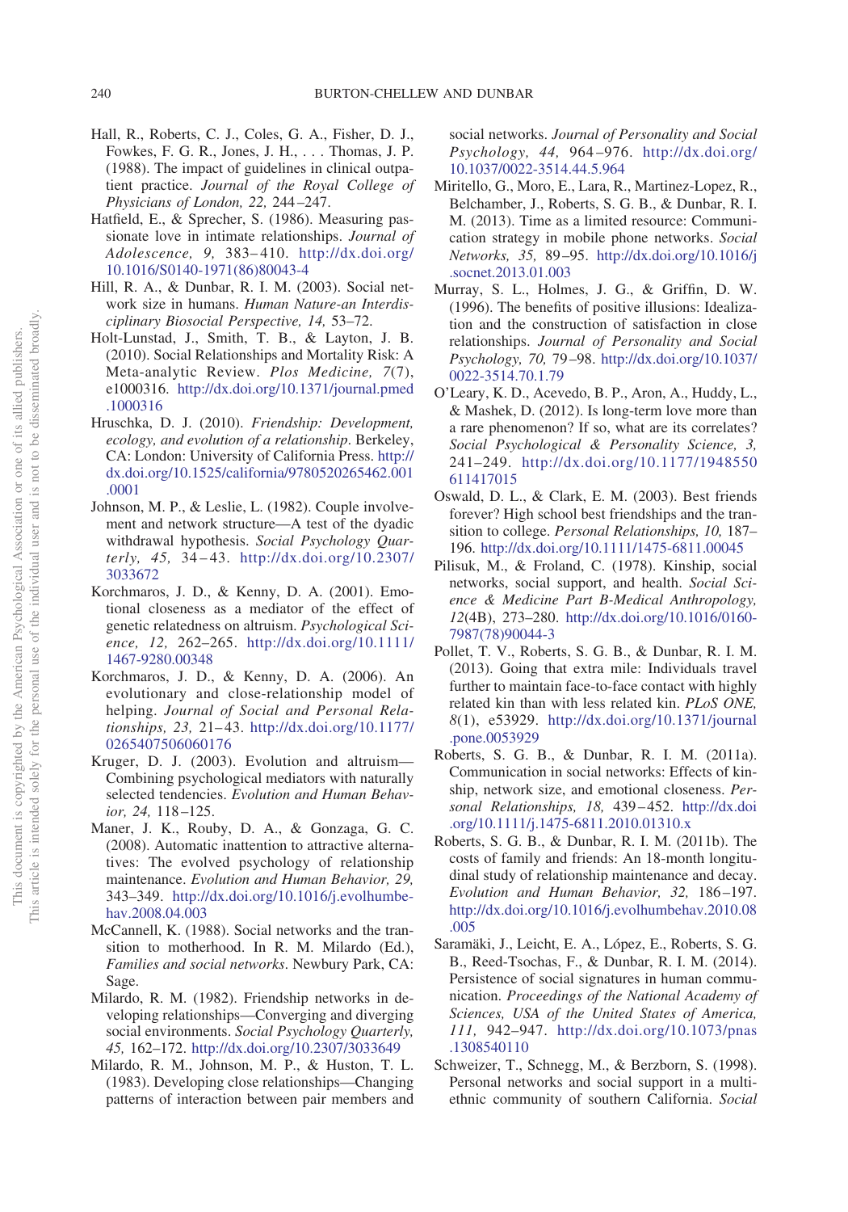Hall, R., Roberts, C. J., Coles, G. A., Fisher, D. J., Fowkes, F. G. R., Jones, J. H., . . . Thomas, J. P. (1988). The impact of guidelines in clinical outpatient practice. *Journal of the Royal College of Physicians of London, 22,* 244–247.

Hatfield, E., & Sprecher, S. (1986). Measuring passionate love in intimate relationships. *Journal of Adolescence, 9,* 383–410. http://dx.doi.org/10.1016/S0140-1971(86)80043-4

Hill, R. A., & Dunbar, R. I. M. (2003). Social network size in humans. *Human Nature-an Interdisciplinary Biosocial Perspective, 14,* 53–72.

Holt-Lunstad, J., Smith, T. B., & Layton, J. B. (2010). Social Relationships and Mortality Risk: A Meta-analytic Review. *Plos Medicine, 7*(7), e1000316. http://dx.doi.org/10.1371/journal.pmed.1000316

Hruschka, D. J. (2010). *Friendship: Development, ecology, and evolution of a relationship*. Berkeley, CA: London: University of California Press. http://dx.doi.org/10.1525/california/9780520265462.001.0001

Johnson, M. P., & Leslie, L. (1982). Couple involvement and network structure—A test of the dyadic withdrawal hypothesis. *Social Psychology Quarterly, 45,* 34–43. http://dx.doi.org/10.2307/3033672

Korchmaros, J. D., & Kenny, D. A. (2001). Emotional closeness as a mediator of the effect of genetic relatedness on altruism. *Psychological Science, 12,* 262–265. http://dx.doi.org/10.1111/1467-9280.00348

Korchmaros, J. D., & Kenny, D. A. (2006). An evolutionary and close-relationship model of helping. *Journal of Social and Personal Relationships, 23,* 21–43. http://dx.doi.org/10.1177/0265407506060176

Kruger, D. J. (2003). Evolution and altruism—Combining psychological mediators with naturally selected tendencies. *Evolution and Human Behavior, 24,* 118–125.

Maner, J. K., Rouby, D. A., & Gonzaga, G. C. (2008). Automatic inattention to attractive alternatives: The evolved psychology of relationship maintenance. *Evolution and Human Behavior, 29,* 343–349. http://dx.doi.org/10.1016/j.evolhumbehav.2008.04.003

McCannell, K. (1988). Social networks and the transition to motherhood. In R. M. Milardo (Ed.), *Families and social networks*. Newbury Park, CA: Sage.

Milardo, R. M. (1982). Friendship networks in developing relationships—Converging and diverging social environments. *Social Psychology Quarterly, 45,* 162–172. http://dx.doi.org/10.2307/3033649

Milardo, R. M., Johnson, M. P., & Huston, T. L. (1983). Developing close relationships—Changing patterns of interaction between pair members and social networks. *Journal of Personality and Social Psychology, 44,* 964–976. http://dx.doi.org/10.1037/0022-3514.44.5.964

Miritello, G., Moro, E., Lara, R., Martinez-Lopez, R., Belchamber, J., Roberts, S. G. B., & Dunbar, R. I. M. (2013). Time as a limited resource: Communication strategy in mobile phone networks. *Social Networks, 35,* 89–95. http://dx.doi.org/10.1016/j.socnet.2013.01.003

Murray, S. L., Holmes, J. G., & Griffin, D. W. (1996). The benefits of positive illusions: Idealization and the construction of satisfaction in close relationships. *Journal of Personality and Social Psychology, 70,* 79–98. http://dx.doi.org/10.1037/0022-3514.70.1.79

O'Leary, K. D., Acevedo, B. P., Aron, A., Huddy, L., & Mashek, D. (2012). Is long-term love more than a rare phenomenon? If so, what are its correlates? *Social Psychological & Personality Science, 3,* 241–249. http://dx.doi.org/10.1177/1948550611417015

Oswald, D. L., & Clark, E. M. (2003). Best friends forever? High school best friendships and the transition to college. *Personal Relationships, 10,* 187–196. http://dx.doi.org/10.1111/1475-6811.00045

Pilisuk, M., & Froland, C. (1978). Kinship, social networks, social support, and health. *Social Science & Medicine Part B-Medical Anthropology, 12*(4B), 273–280. http://dx.doi.org/10.1016/0160-7987(78)90044-3

Pollet, T. V., Roberts, S. G. B., & Dunbar, R. I. M. (2013). Going that extra mile: Individuals travel further to maintain face-to-face contact with highly related kin than with less related kin. *PLoS ONE, 8*(1), e53929. http://dx.doi.org/10.1371/journal.pone.0053929

Roberts, S. G. B., & Dunbar, R. I. M. (2011a). Communication in social networks: Effects of kinship, network size, and emotional closeness. *Personal Relationships, 18,* 439–452. http://dx.doi.org/10.1111/j.1475-6811.2010.01310.x

Roberts, S. G. B., & Dunbar, R. I. M. (2011b). The costs of family and friends: An 18-month longitudinal study of relationship maintenance and decay. *Evolution and Human Behavior, 32,* 186–197. http://dx.doi.org/10.1016/j.evolhumbehav.2010.08.005

Saramäki, J., Leicht, E. A., López, E., Roberts, S. G. B., Reed-Tsochas, F., & Dunbar, R. I. M. (2014). Persistence of social signatures in human communication. *Proceedings of the National Academy of Sciences, USA of the United States of America, 111,* 942–947. http://dx.doi.org/10.1073/pnas.1308540110

Schweizer, T., Schnegg, M., & Berzborn, S. (1998). Personal networks and social support in a multiethnic community of southern California. *Social*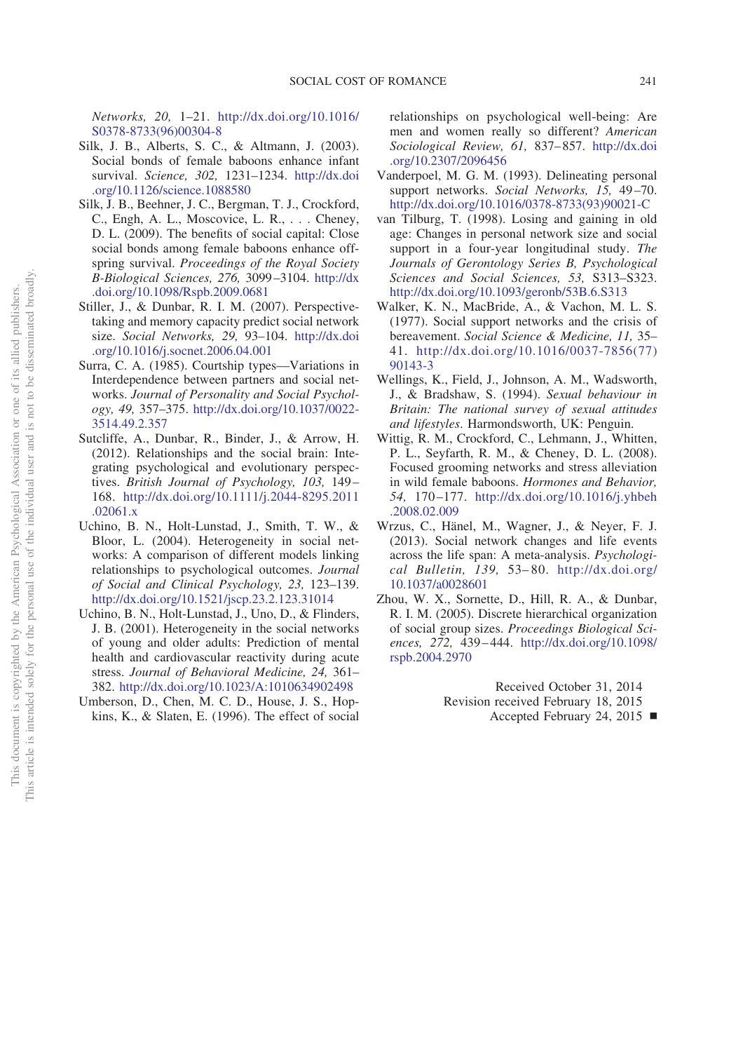Networks, 20, 1–21. http://dx.doi.org/10.1016/S0378-8733(96)00304-8

Silk, J. B., Alberts, S. C., & Altmann, J. (2003). Social bonds of female baboons enhance infant survival. *Science, 302,* 1231–1234. http://dx.doi.org/10.1126/science.1088580

Silk, J. B., Beehner, J. C., Bergman, T. J., Crockford, C., Engh, A. L., Moscovice, L. R., . . . Cheney, D. L. (2009). The benefits of social capital: Close social bonds among female baboons enhance offspring survival. *Proceedings of the Royal Society B-Biological Sciences, 276,* 3099–3104. http://dx.doi.org/10.1098/Rspb.2009.0681

Stiller, J., & Dunbar, R. I. M. (2007). Perspective-taking and memory capacity predict social network size. *Social Networks, 29,* 93–104. http://dx.doi.org/10.1016/j.socnet.2006.04.001

Surra, C. A. (1985). Courtship types—Variations in Interdependence between partners and social networks. *Journal of Personality and Social Psychology, 49,* 357–375. http://dx.doi.org/10.1037/0022-3514.49.2.357

Sutcliffe, A., Dunbar, R., Binder, J., & Arrow, H. (2012). Relationships and the social brain: Integrating psychological and evolutionary perspectives. *British Journal of Psychology, 103,* 149–168. http://dx.doi.org/10.1111/j.2044-8295.2011.02061.x

Uchino, B. N., Holt-Lunstad, J., Smith, T. W., & Bloor, L. (2004). Heterogeneity in social networks: A comparison of different models linking relationships to psychological outcomes. *Journal of Social and Clinical Psychology, 23,* 123–139. http://dx.doi.org/10.1521/jscp.23.2.123.31014

Uchino, B. N., Holt-Lunstad, J., Uno, D., & Flinders, J. B. (2001). Heterogeneity in the social networks of young and older adults: Prediction of mental health and cardiovascular reactivity during acute stress. *Journal of Behavioral Medicine, 24,* 361–382. http://dx.doi.org/10.1023/A:1010634902498

Umberson, D., Chen, M. C. D., House, J. S., Hopkins, K., & Slaten, E. (1996). The effect of social relationships on psychological well-being: Are men and women really so different? *American Sociological Review, 61,* 837–857. http://dx.doi.org/10.2307/2096456

Vanderpoel, M. G. M. (1993). Delineating personal support networks. *Social Networks, 15,* 49–70. http://dx.doi.org/10.1016/0378-8733(93)90021-C

van Tilburg, T. (1998). Losing and gaining in old age: Changes in personal network size and social support in a four-year longitudinal study. *The Journals of Gerontology Series B, Psychological Sciences and Social Sciences, 53,* S313–S323. http://dx.doi.org/10.1093/geronb/53B.6.S313

Walker, K. N., MacBride, A., & Vachon, M. L. S. (1977). Social support networks and the crisis of bereavement. *Social Science & Medicine, 11,* 35–41. http://dx.doi.org/10.1016/0037-7856(77)90143-3

Wellings, K., Field, J., Johnson, A. M., Wadsworth, J., & Bradshaw, S. (1994). *Sexual behaviour in Britain: The national survey of sexual attitudes and lifestyles*. Harmondsworth, UK: Penguin.

Wittig, R. M., Crockford, C., Lehmann, J., Whitten, P. L., Seyfarth, R. M., & Cheney, D. L. (2008). Focused grooming networks and stress alleviation in wild female baboons. *Hormones and Behavior, 54,* 170–177. http://dx.doi.org/10.1016/j.yhbeh.2008.02.009

Wrzus, C., Hänel, M., Wagner, J., & Neyer, F. J. (2013). Social network changes and life events across the life span: A meta-analysis. *Psychological Bulletin, 139,* 53–80. http://dx.doi.org/10.1037/a0028601

Zhou, W. X., Sornette, D., Hill, R. A., & Dunbar, R. I. M. (2005). Discrete hierarchical organization of social group sizes. *Proceedings Biological Sciences, 272,* 439–444. http://dx.doi.org/10.1098/rspb.2004.2970

Received October 31, 2014
Revision received February 18, 2015
Accepted February 24, 2015 ■